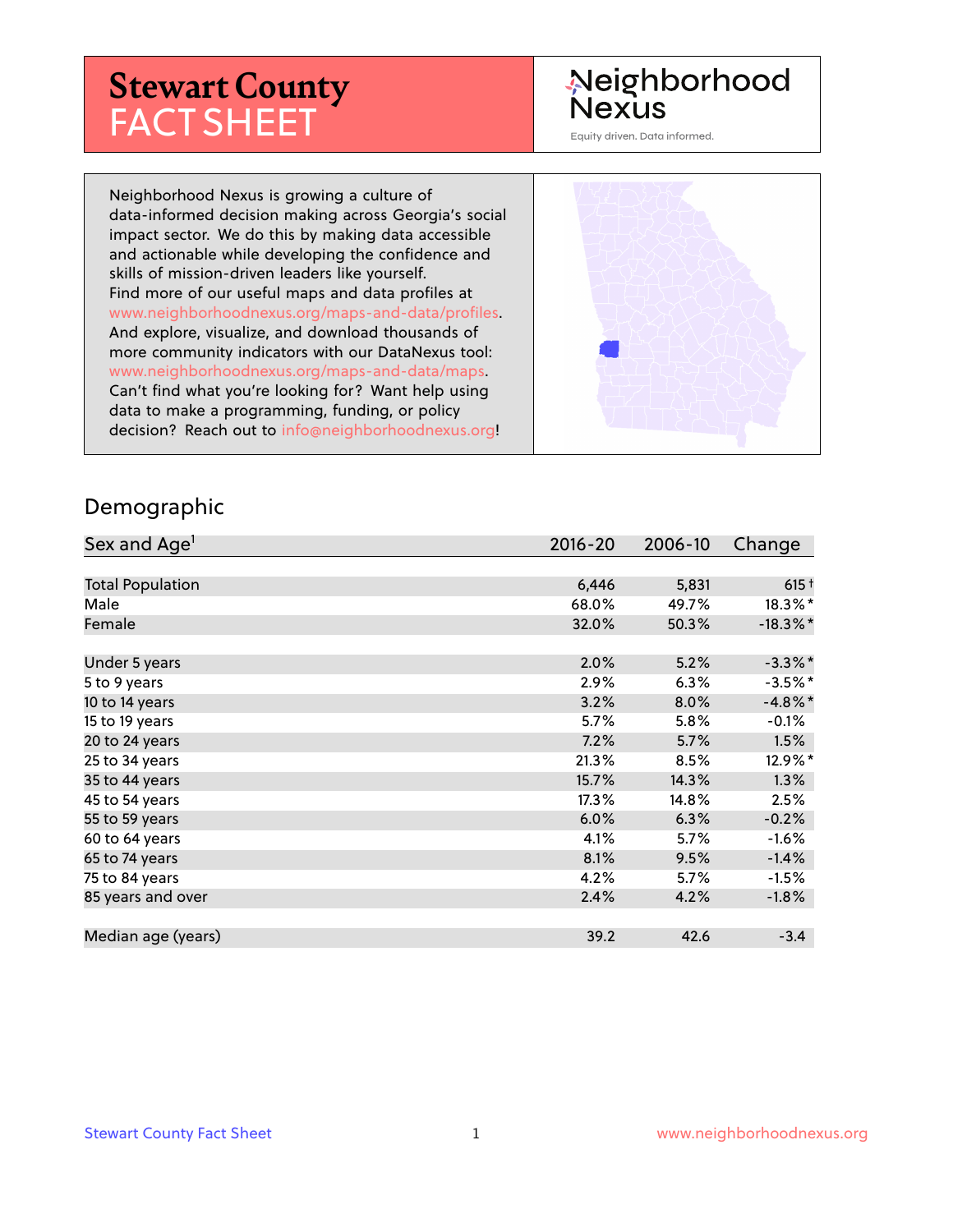# Stewart County FACT SHEET

Neighborhood Nexus

Equity driven. Data informed.

Neighborhood Nexus is growing a culture of data-informed decision making across Georgia's social impact sector. We do this by making data accessible and actionable while developing the confidence and skills of mission-driven leaders like yourself. Find more of our useful maps and data profiles at www.neighborhoodnexus.org/maps-and-data/profiles. And explore, visualize, and download thousands of more community indicators with our DataNexus tool: www.neighborhoodnexus.org/maps-and-data/maps. Can't find what you're looking for? Want help using data to make a programming, funding, or policy decision? Reach out to info@neighborhoodnexus.org!

## Demographic

| Sex and Age[1] | 2016-20 | 2006-10 | Change |
|---|---|---|---|
| Total Population | 6,446 | 5,831 | 615† |
| Male | 68.0% | 49.7% | 18.3%* |
| Female | 32.0% | 50.3% | -18.3%* |
| | | | |
| Under 5 years | 2.0% | 5.2% | -3.3%* |
| 5 to 9 years | 2.9% | 6.3% | -3.5%* |
| 10 to 14 years | 3.2% | 8.0% | -4.8%* |
| 15 to 19 years | 5.7% | 5.8% | -0.1% |
| 20 to 24 years | 7.2% | 5.7% | 1.5% |
| 25 to 34 years | 21.3% | 8.5% | 12.9%* |
| 35 to 44 years | 15.7% | 14.3% | 1.3% |
| 45 to 54 years | 17.3% | 14.8% | 2.5% |
| 55 to 59 years | 6.0% | 6.3% | -0.2% |
| 60 to 64 years | 4.1% | 5.7% | -1.6% |
| 65 to 74 years | 8.1% | 9.5% | -1.4% |
| 75 to 84 years | 4.2% | 5.7% | -1.5% |
| 85 years and over | 2.4% | 4.2% | -1.8% |
| | | | |
| Median age (years) | 39.2 | 42.6 | -3.4 |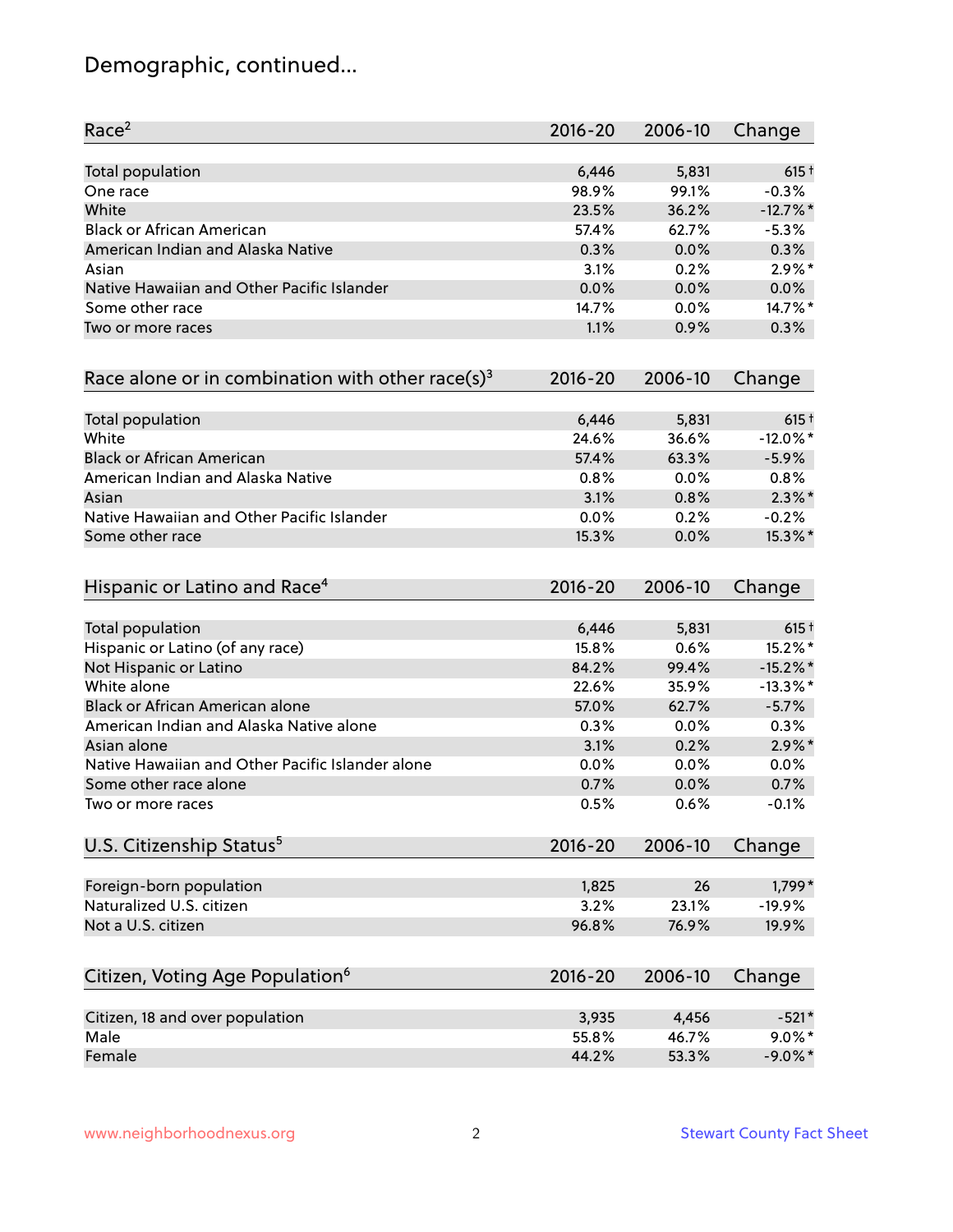# Demographic, continued...

| Race[2] | 2016-20 | 2006-10 | Change |
|---|---|---|---|
| Total population | 6,446 | 5,831 | 615† |
| One race | 98.9% | 99.1% | -0.3% |
| White | 23.5% | 36.2% | -12.7%* |
| Black or African American | 57.4% | 62.7% | -5.3% |
| American Indian and Alaska Native | 0.3% | 0.0% | 0.3% |
| Asian | 3.1% | 0.2% | 2.9%* |
| Native Hawaiian and Other Pacific Islander | 0.0% | 0.0% | 0.0% |
| Some other race | 14.7% | 0.0% | 14.7%* |
| Two or more races | 1.1% | 0.9% | 0.3% |

| Race alone or in combination with other race(s)[3] | 2016-20 | 2006-10 | Change |
|---|---|---|---|
| Total population | 6,446 | 5,831 | 615† |
| White | 24.6% | 36.6% | -12.0%* |
| Black or African American | 57.4% | 63.3% | -5.9% |
| American Indian and Alaska Native | 0.8% | 0.0% | 0.8% |
| Asian | 3.1% | 0.8% | 2.3%* |
| Native Hawaiian and Other Pacific Islander | 0.0% | 0.2% | -0.2% |
| Some other race | 15.3% | 0.0% | 15.3%* |

| Hispanic or Latino and Race[4] | 2016-20 | 2006-10 | Change |
|---|---|---|---|
| Total population | 6,446 | 5,831 | 615† |
| Hispanic or Latino (of any race) | 15.8% | 0.6% | 15.2%* |
| Not Hispanic or Latino | 84.2% | 99.4% | -15.2%* |
| White alone | 22.6% | 35.9% | -13.3%* |
| Black or African American alone | 57.0% | 62.7% | -5.7% |
| American Indian and Alaska Native alone | 0.3% | 0.0% | 0.3% |
| Asian alone | 3.1% | 0.2% | 2.9%* |
| Native Hawaiian and Other Pacific Islander alone | 0.0% | 0.0% | 0.0% |
| Some other race alone | 0.7% | 0.0% | 0.7% |
| Two or more races | 0.5% | 0.6% | -0.1% |

| U.S. Citizenship Status[5] | 2016-20 | 2006-10 | Change |
|---|---|---|---|
| Foreign-born population | 1,825 | 26 | 1,799* |
| Naturalized U.S. citizen | 3.2% | 23.1% | -19.9% |
| Not a U.S. citizen | 96.8% | 76.9% | 19.9% |

| Citizen, Voting Age Population[6] | 2016-20 | 2006-10 | Change |
|---|---|---|---|
| Citizen, 18 and over population | 3,935 | 4,456 | -521* |
| Male | 55.8% | 46.7% | 9.0%* |
| Female | 44.2% | 53.3% | -9.0%* |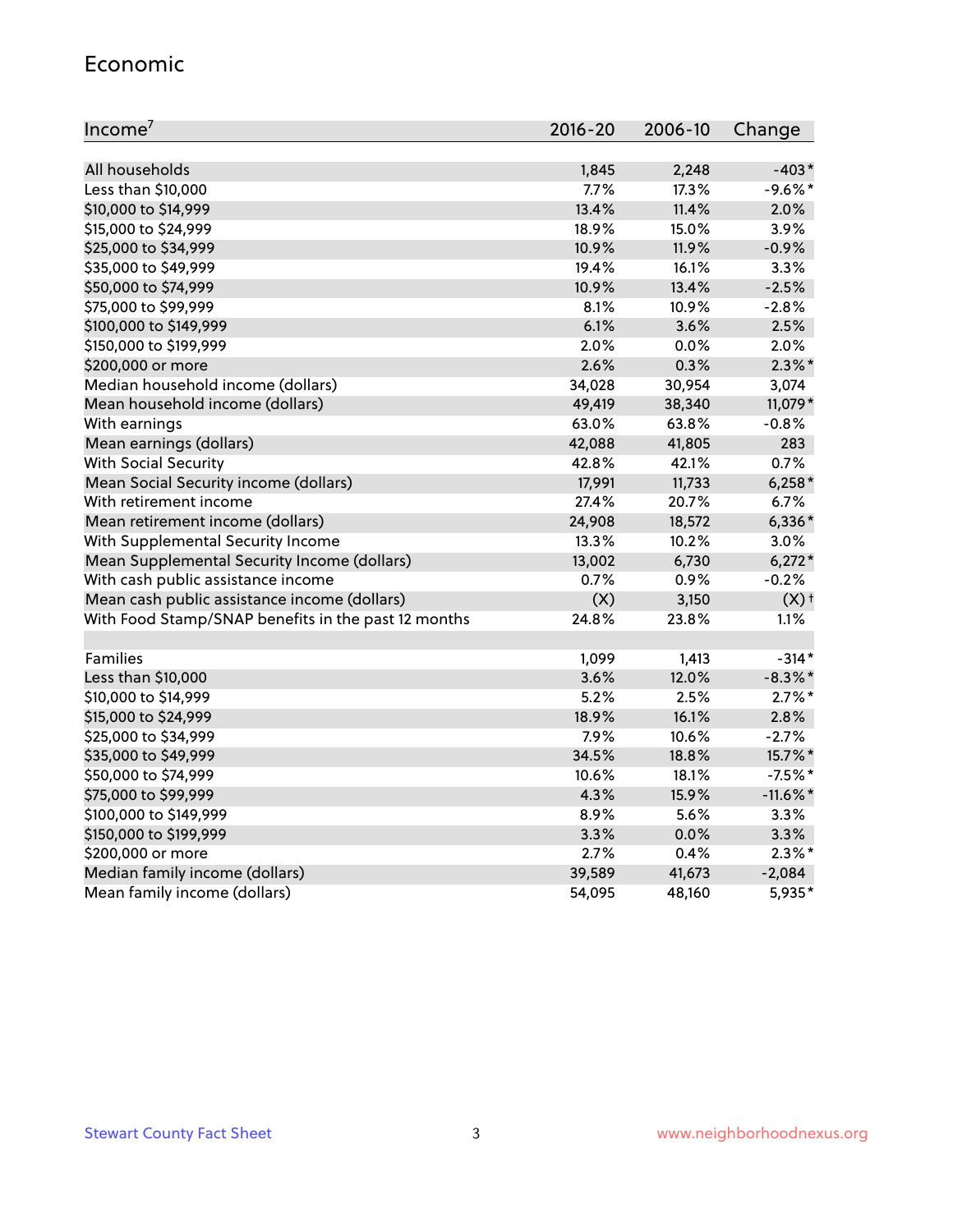## Economic

| Income[7] | 2016-20 | 2006-10 | Change |
|---|---|---|---|
| All households | 1,845 | 2,248 | -403* |
| Less than $10,000 | 7.7% | 17.3% | -9.6%* |
| $10,000 to $14,999 | 13.4% | 11.4% | 2.0% |
| $15,000 to $24,999 | 18.9% | 15.0% | 3.9% |
| $25,000 to $34,999 | 10.9% | 11.9% | -0.9% |
| $35,000 to $49,999 | 19.4% | 16.1% | 3.3% |
| $50,000 to $74,999 | 10.9% | 13.4% | -2.5% |
| $75,000 to $99,999 | 8.1% | 10.9% | -2.8% |
| $100,000 to $149,999 | 6.1% | 3.6% | 2.5% |
| $150,000 to $199,999 | 2.0% | 0.0% | 2.0% |
| $200,000 or more | 2.6% | 0.3% | 2.3%* |
| Median household income (dollars) | 34,028 | 30,954 | 3,074 |
| Mean household income (dollars) | 49,419 | 38,340 | 11,079* |
| With earnings | 63.0% | 63.8% | -0.8% |
| Mean earnings (dollars) | 42,088 | 41,805 | 283 |
| With Social Security | 42.8% | 42.1% | 0.7% |
| Mean Social Security income (dollars) | 17,991 | 11,733 | 6,258* |
| With retirement income | 27.4% | 20.7% | 6.7% |
| Mean retirement income (dollars) | 24,908 | 18,572 | 6,336* |
| With Supplemental Security Income | 13.3% | 10.2% | 3.0% |
| Mean Supplemental Security Income (dollars) | 13,002 | 6,730 | 6,272* |
| With cash public assistance income | 0.7% | 0.9% | -0.2% |
| Mean cash public assistance income (dollars) | (X) | 3,150 | (X)† |
| With Food Stamp/SNAP benefits in the past 12 months | 24.8% | 23.8% | 1.1% |
| | | | |
| Families | 1,099 | 1,413 | -314* |
| Less than $10,000 | 3.6% | 12.0% | -8.3%* |
| $10,000 to $14,999 | 5.2% | 2.5% | 2.7%* |
| $15,000 to $24,999 | 18.9% | 16.1% | 2.8% |
| $25,000 to $34,999 | 7.9% | 10.6% | -2.7% |
| $35,000 to $49,999 | 34.5% | 18.8% | 15.7%* |
| $50,000 to $74,999 | 10.6% | 18.1% | -7.5%* |
| $75,000 to $99,999 | 4.3% | 15.9% | -11.6%* |
| $100,000 to $149,999 | 8.9% | 5.6% | 3.3% |
| $150,000 to $199,999 | 3.3% | 0.0% | 3.3% |
| $200,000 or more | 2.7% | 0.4% | 2.3%* |
| Median family income (dollars) | 39,589 | 41,673 | -2,084 |
| Mean family income (dollars) | 54,095 | 48,160 | 5,935* |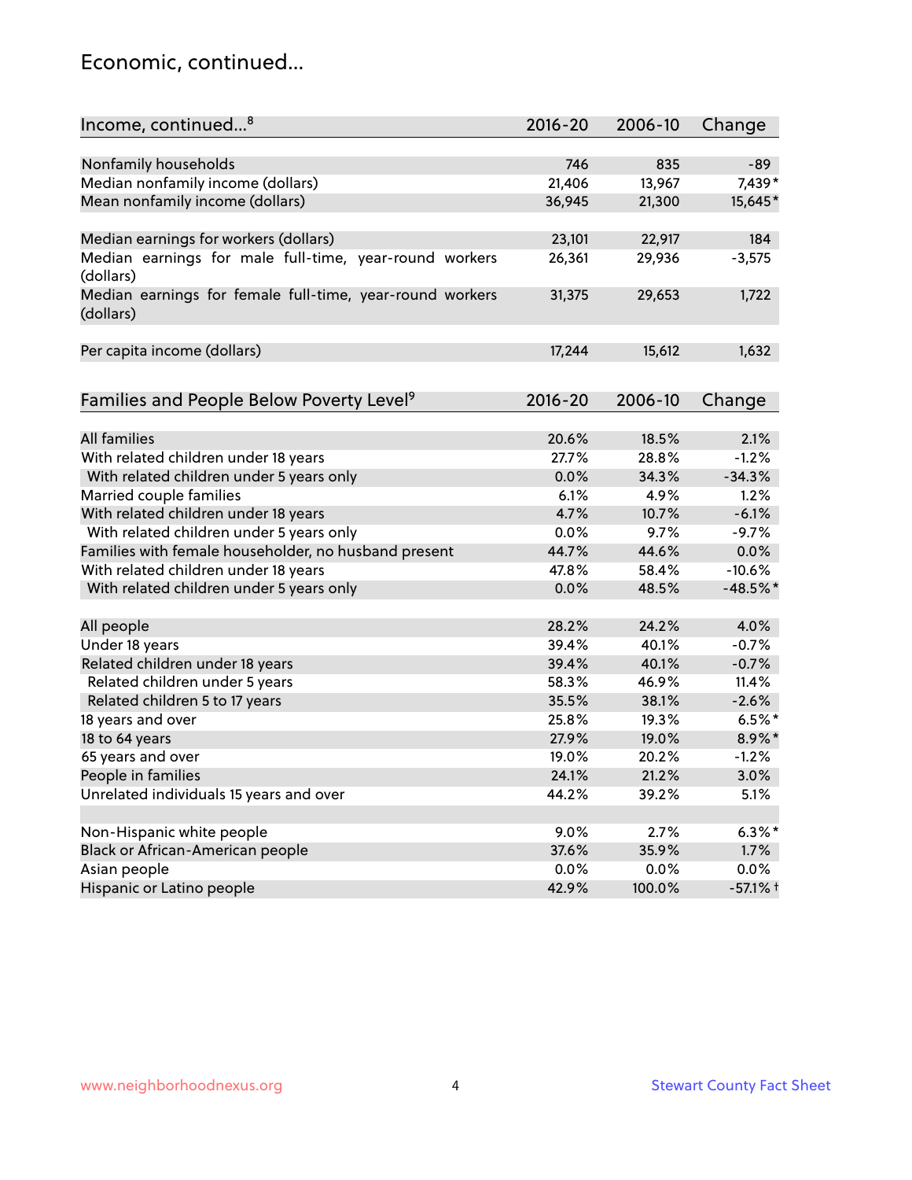## Economic, continued...

| Income, continued...[8] | 2016-20 | 2006-10 | Change |
|---|---|---|---|
| Nonfamily households | 746 | 835 | -89 |
| Median nonfamily income (dollars) | 21,406 | 13,967 | 7,439* |
| Mean nonfamily income (dollars) | 36,945 | 21,300 | 15,645* |
| Median earnings for workers (dollars) | 23,101 | 22,917 | 184 |
| Median earnings for male full-time, year-round workers (dollars) | 26,361 | 29,936 | -3,575 |
| Median earnings for female full-time, year-round workers (dollars) | 31,375 | 29,653 | 1,722 |
| Per capita income (dollars) | 17,244 | 15,612 | 1,632 |

| Families and People Below Poverty Level[9] | 2016-20 | 2006-10 | Change |
|---|---|---|---|
| All families | 20.6% | 18.5% | 2.1% |
| With related children under 18 years | 27.7% | 28.8% | -1.2% |
| With related children under 5 years only | 0.0% | 34.3% | -34.3% |
| Married couple families | 6.1% | 4.9% | 1.2% |
| With related children under 18 years | 4.7% | 10.7% | -6.1% |
| With related children under 5 years only | 0.0% | 9.7% | -9.7% |
| Families with female householder, no husband present | 44.7% | 44.6% | 0.0% |
| With related children under 18 years | 47.8% | 58.4% | -10.6% |
| With related children under 5 years only | 0.0% | 48.5% | -48.5%* |
| All people | 28.2% | 24.2% | 4.0% |
| Under 18 years | 39.4% | 40.1% | -0.7% |
| Related children under 18 years | 39.4% | 40.1% | -0.7% |
| Related children under 5 years | 58.3% | 46.9% | 11.4% |
| Related children 5 to 17 years | 35.5% | 38.1% | -2.6% |
| 18 years and over | 25.8% | 19.3% | 6.5%* |
| 18 to 64 years | 27.9% | 19.0% | 8.9%* |
| 65 years and over | 19.0% | 20.2% | -1.2% |
| People in families | 24.1% | 21.2% | 3.0% |
| Unrelated individuals 15 years and over | 44.2% | 39.2% | 5.1% |
| Non-Hispanic white people | 9.0% | 2.7% | 6.3%* |
| Black or African-American people | 37.6% | 35.9% | 1.7% |
| Asian people | 0.0% | 0.0% | 0.0% |
| Hispanic or Latino people | 42.9% | 100.0% | -57.1%† |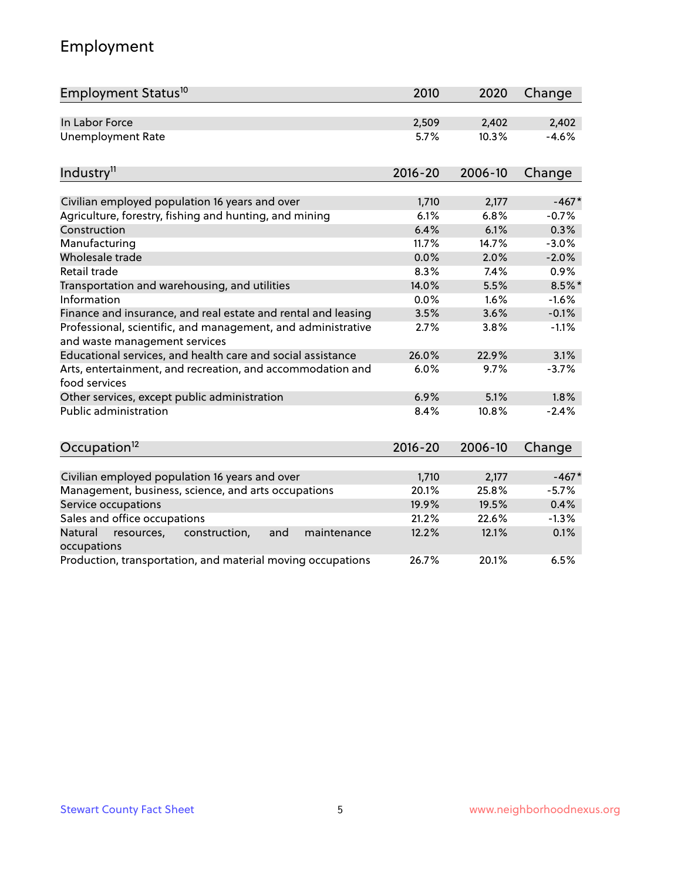# Employment

| Employment Status[10] | 2010 | 2020 | Change |
|---|---|---|---|
| In Labor Force | 2,509 | 2,402 | 2,402 |
| Unemployment Rate | 5.7% | 10.3% | -4.6% |

| Industry[11] | 2016-20 | 2006-10 | Change |
|---|---|---|---|
| Civilian employed population 16 years and over | 1,710 | 2,177 | -467* |
| Agriculture, forestry, fishing and hunting, and mining | 6.1% | 6.8% | -0.7% |
| Construction | 6.4% | 6.1% | 0.3% |
| Manufacturing | 11.7% | 14.7% | -3.0% |
| Wholesale trade | 0.0% | 2.0% | -2.0% |
| Retail trade | 8.3% | 7.4% | 0.9% |
| Transportation and warehousing, and utilities | 14.0% | 5.5% | 8.5%* |
| Information | 0.0% | 1.6% | -1.6% |
| Finance and insurance, and real estate and rental and leasing | 3.5% | 3.6% | -0.1% |
| Professional, scientific, and management, and administrative and waste management services | 2.7% | 3.8% | -1.1% |
| Educational services, and health care and social assistance | 26.0% | 22.9% | 3.1% |
| Arts, entertainment, and recreation, and accommodation and food services | 6.0% | 9.7% | -3.7% |
| Other services, except public administration | 6.9% | 5.1% | 1.8% |
| Public administration | 8.4% | 10.8% | -2.4% |

| Occupation[12] | 2016-20 | 2006-10 | Change |
|---|---|---|---|
| Civilian employed population 16 years and over | 1,710 | 2,177 | -467* |
| Management, business, science, and arts occupations | 20.1% | 25.8% | -5.7% |
| Service occupations | 19.9% | 19.5% | 0.4% |
| Sales and office occupations | 21.2% | 22.6% | -1.3% |
| Natural resources, construction, and maintenance occupations | 12.2% | 12.1% | 0.1% |
| Production, transportation, and material moving occupations | 26.7% | 20.1% | 6.5% |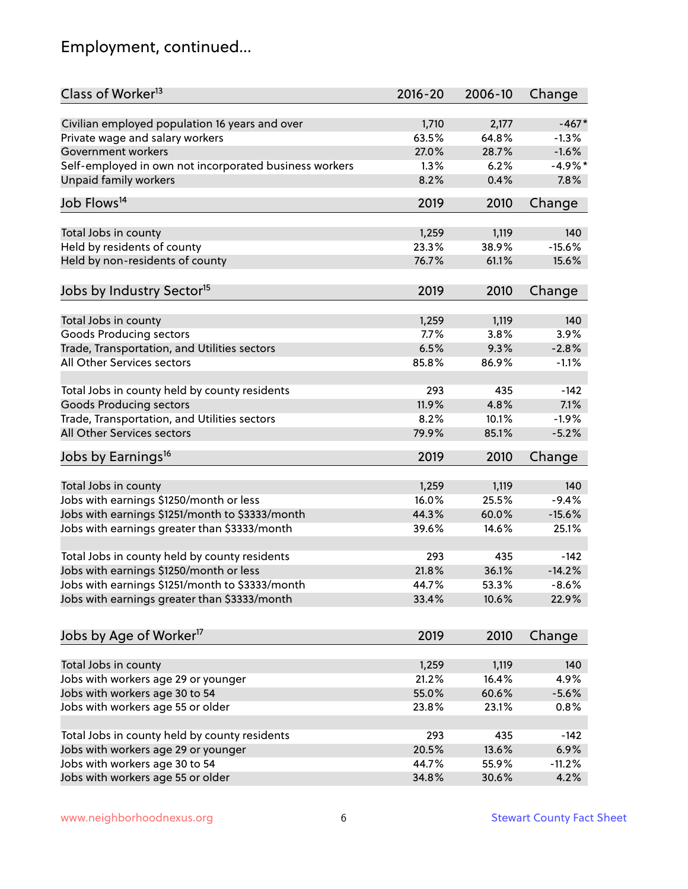# Employment, continued...

| Class of Worker[13] | 2016-20 | 2006-10 | Change |
|---|---|---|---|
| Civilian employed population 16 years and over | 1,710 | 2,177 | -467* |
| Private wage and salary workers | 63.5% | 64.8% | -1.3% |
| Government workers | 27.0% | 28.7% | -1.6% |
| Self-employed in own not incorporated business workers | 1.3% | 6.2% | -4.9%* |
| Unpaid family workers | 8.2% | 0.4% | 7.8% |

| Job Flows[14] | 2019 | 2010 | Change |
|---|---|---|---|
| Total Jobs in county | 1,259 | 1,119 | 140 |
| Held by residents of county | 23.3% | 38.9% | -15.6% |
| Held by non-residents of county | 76.7% | 61.1% | 15.6% |

| Jobs by Industry Sector[15] | 2019 | 2010 | Change |
|---|---|---|---|
| Total Jobs in county | 1,259 | 1,119 | 140 |
| Goods Producing sectors | 7.7% | 3.8% | 3.9% |
| Trade, Transportation, and Utilities sectors | 6.5% | 9.3% | -2.8% |
| All Other Services sectors | 85.8% | 86.9% | -1.1% |
| | | | |
| Total Jobs in county held by county residents | 293 | 435 | -142 |
| Goods Producing sectors | 11.9% | 4.8% | 7.1% |
| Trade, Transportation, and Utilities sectors | 8.2% | 10.1% | -1.9% |
| All Other Services sectors | 79.9% | 85.1% | -5.2% |

| Jobs by Earnings[16] | 2019 | 2010 | Change |
|---|---|---|---|
| Total Jobs in county | 1,259 | 1,119 | 140 |
| Jobs with earnings $1250/month or less | 16.0% | 25.5% | -9.4% |
| Jobs with earnings $1251/month to $3333/month | 44.3% | 60.0% | -15.6% |
| Jobs with earnings greater than $3333/month | 39.6% | 14.6% | 25.1% |
| | | | |
| Total Jobs in county held by county residents | 293 | 435 | -142 |
| Jobs with earnings $1250/month or less | 21.8% | 36.1% | -14.2% |
| Jobs with earnings $1251/month to $3333/month | 44.7% | 53.3% | -8.6% |
| Jobs with earnings greater than $3333/month | 33.4% | 10.6% | 22.9% |

| Jobs by Age of Worker[17] | 2019 | 2010 | Change |
|---|---|---|---|
| Total Jobs in county | 1,259 | 1,119 | 140 |
| Jobs with workers age 29 or younger | 21.2% | 16.4% | 4.9% |
| Jobs with workers age 30 to 54 | 55.0% | 60.6% | -5.6% |
| Jobs with workers age 55 or older | 23.8% | 23.1% | 0.8% |
| | | | |
| Total Jobs in county held by county residents | 293 | 435 | -142 |
| Jobs with workers age 29 or younger | 20.5% | 13.6% | 6.9% |
| Jobs with workers age 30 to 54 | 44.7% | 55.9% | -11.2% |
| Jobs with workers age 55 or older | 34.8% | 30.6% | 4.2% |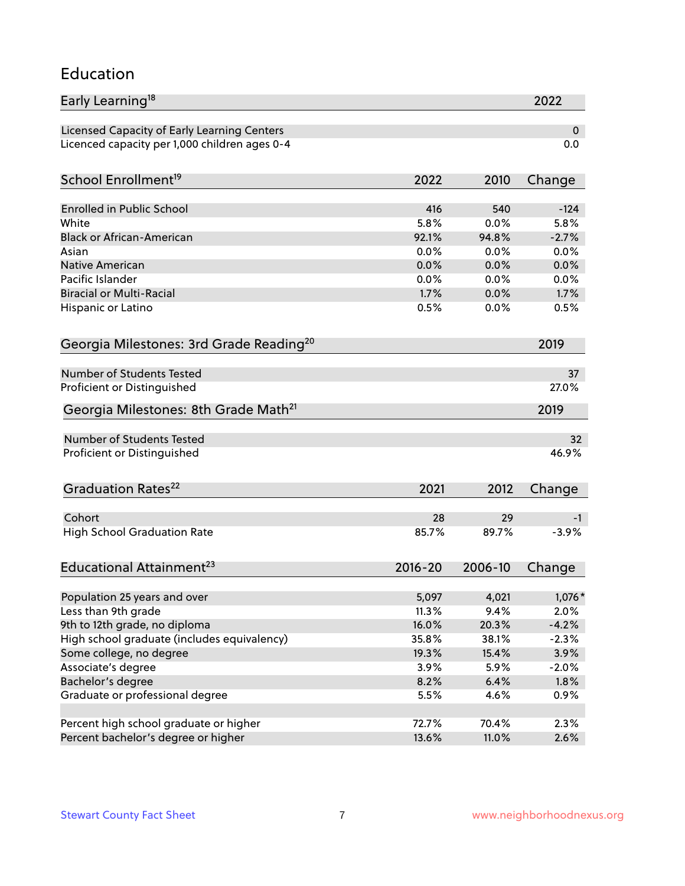# Education

| Early Learning[18] | 2022 |
|---|---|
| Licensed Capacity of Early Learning Centers | 0 |
| Licenced capacity per 1,000 children ages 0-4 | 0.0 |

| School Enrollment[19] | 2022 | 2010 | Change |
|---|---|---|---|
| Enrolled in Public School | 416 | 540 | -124 |
| White | 5.8% | 0.0% | 5.8% |
| Black or African-American | 92.1% | 94.8% | -2.7% |
| Asian | 0.0% | 0.0% | 0.0% |
| Native American | 0.0% | 0.0% | 0.0% |
| Pacific Islander | 0.0% | 0.0% | 0.0% |
| Biracial or Multi-Racial | 1.7% | 0.0% | 1.7% |
| Hispanic or Latino | 0.5% | 0.0% | 0.5% |

| Georgia Milestones: 3rd Grade Reading[20] | 2019 |
|---|---|
| Number of Students Tested | 37 |
| Proficient or Distinguished | 27.0% |

| Georgia Milestones: 8th Grade Math[21] | 2019 |
|---|---|
| Number of Students Tested | 32 |
| Proficient or Distinguished | 46.9% |

| Graduation Rates[22] | 2021 | 2012 | Change |
|---|---|---|---|
| Cohort | 28 | 29 | -1 |
| High School Graduation Rate | 85.7% | 89.7% | -3.9% |

| Educational Attainment[23] | 2016-20 | 2006-10 | Change |
|---|---|---|---|
| Population 25 years and over | 5,097 | 4,021 | 1,076* |
| Less than 9th grade | 11.3% | 9.4% | 2.0% |
| 9th to 12th grade, no diploma | 16.0% | 20.3% | -4.2% |
| High school graduate (includes equivalency) | 35.8% | 38.1% | -2.3% |
| Some college, no degree | 19.3% | 15.4% | 3.9% |
| Associate's degree | 3.9% | 5.9% | -2.0% |
| Bachelor's degree | 8.2% | 6.4% | 1.8% |
| Graduate or professional degree | 5.5% | 4.6% | 0.9% |
| | | | |
| Percent high school graduate or higher | 72.7% | 70.4% | 2.3% |
| Percent bachelor's degree or higher | 13.6% | 11.0% | 2.6% |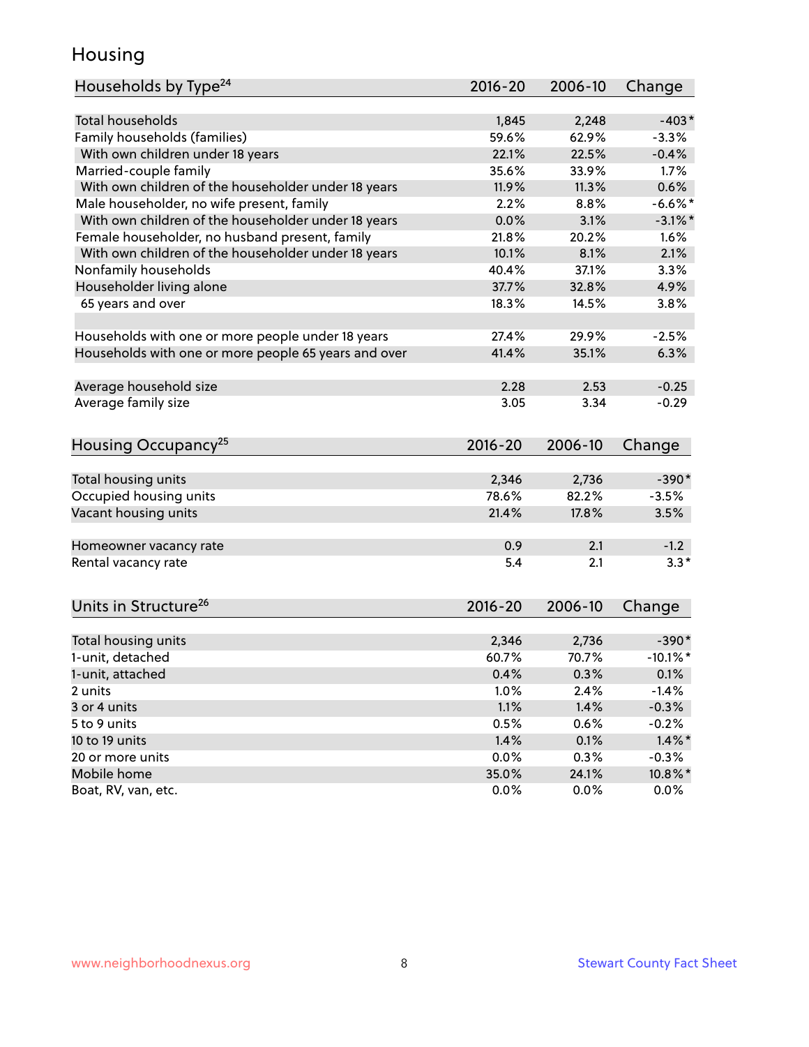# Housing

| Households by Type[24] | 2016-20 | 2006-10 | Change |
|---|---|---|---|
| Total households | 1,845 | 2,248 | -403* |
| Family households (families) | 59.6% | 62.9% | -3.3% |
| With own children under 18 years | 22.1% | 22.5% | -0.4% |
| Married-couple family | 35.6% | 33.9% | 1.7% |
| With own children of the householder under 18 years | 11.9% | 11.3% | 0.6% |
| Male householder, no wife present, family | 2.2% | 8.8% | -6.6%* |
| With own children of the householder under 18 years | 0.0% | 3.1% | -3.1%* |
| Female householder, no husband present, family | 21.8% | 20.2% | 1.6% |
| With own children of the householder under 18 years | 10.1% | 8.1% | 2.1% |
| Nonfamily households | 40.4% | 37.1% | 3.3% |
| Householder living alone | 37.7% | 32.8% | 4.9% |
| 65 years and over | 18.3% | 14.5% | 3.8% |
| | | | |
| Households with one or more people under 18 years | 27.4% | 29.9% | -2.5% |
| Households with one or more people 65 years and over | 41.4% | 35.1% | 6.3% |
| | | | |
| Average household size | 2.28 | 2.53 | -0.25 |
| Average family size | 3.05 | 3.34 | -0.29 |

| Housing Occupancy[25] | 2016-20 | 2006-10 | Change |
|---|---|---|---|
| Total housing units | 2,346 | 2,736 | -390* |
| Occupied housing units | 78.6% | 82.2% | -3.5% |
| Vacant housing units | 21.4% | 17.8% | 3.5% |
| | | | |
| Homeowner vacancy rate | 0.9 | 2.1 | -1.2 |
| Rental vacancy rate | 5.4 | 2.1 | 3.3* |

| Units in Structure[26] | 2016-20 | 2006-10 | Change |
|---|---|---|---|
| Total housing units | 2,346 | 2,736 | -390* |
| 1-unit, detached | 60.7% | 70.7% | -10.1%* |
| 1-unit, attached | 0.4% | 0.3% | 0.1% |
| 2 units | 1.0% | 2.4% | -1.4% |
| 3 or 4 units | 1.1% | 1.4% | -0.3% |
| 5 to 9 units | 0.5% | 0.6% | -0.2% |
| 10 to 19 units | 1.4% | 0.1% | 1.4%* |
| 20 or more units | 0.0% | 0.3% | -0.3% |
| Mobile home | 35.0% | 24.1% | 10.8%* |
| Boat, RV, van, etc. | 0.0% | 0.0% | 0.0% |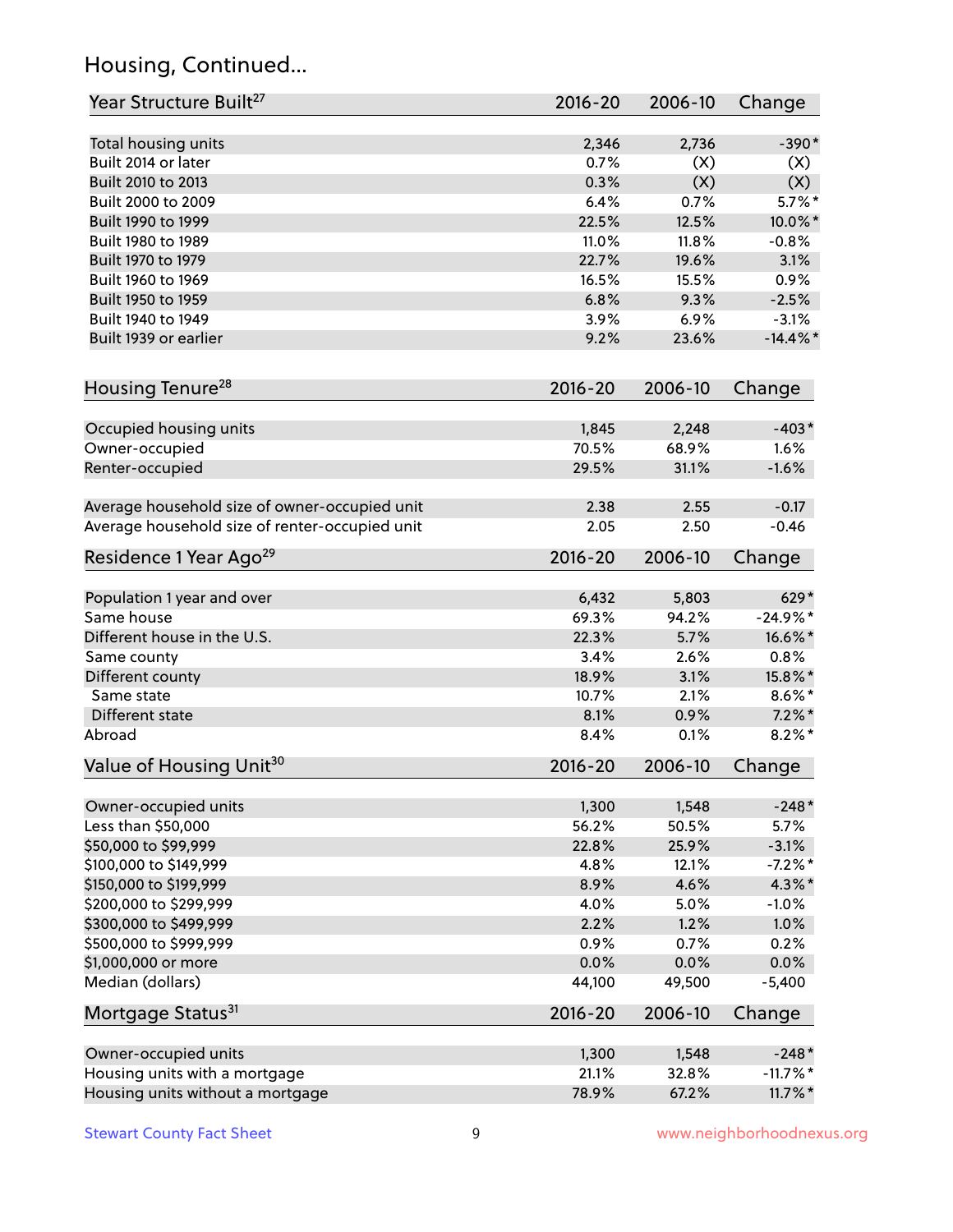## Housing, Continued...

| Year Structure Built[27] | 2016-20 | 2006-10 | Change |
|---|---|---|---|
| Total housing units | 2,346 | 2,736 | -390* |
| Built 2014 or later | 0.7% | (X) | (X) |
| Built 2010 to 2013 | 0.3% | (X) | (X) |
| Built 2000 to 2009 | 6.4% | 0.7% | 5.7%* |
| Built 1990 to 1999 | 22.5% | 12.5% | 10.0%* |
| Built 1980 to 1989 | 11.0% | 11.8% | -0.8% |
| Built 1970 to 1979 | 22.7% | 19.6% | 3.1% |
| Built 1960 to 1969 | 16.5% | 15.5% | 0.9% |
| Built 1950 to 1959 | 6.8% | 9.3% | -2.5% |
| Built 1940 to 1949 | 3.9% | 6.9% | -3.1% |
| Built 1939 or earlier | 9.2% | 23.6% | -14.4%* |

| Housing Tenure[28] | 2016-20 | 2006-10 | Change |
|---|---|---|---|
| Occupied housing units | 1,845 | 2,248 | -403* |
| Owner-occupied | 70.5% | 68.9% | 1.6% |
| Renter-occupied | 29.5% | 31.1% | -1.6% |
| Average household size of owner-occupied unit | 2.38 | 2.55 | -0.17 |
| Average household size of renter-occupied unit | 2.05 | 2.50 | -0.46 |

| Residence 1 Year Ago[29] | 2016-20 | 2006-10 | Change |
|---|---|---|---|
| Population 1 year and over | 6,432 | 5,803 | 629* |
| Same house | 69.3% | 94.2% | -24.9%* |
| Different house in the U.S. | 22.3% | 5.7% | 16.6%* |
| Same county | 3.4% | 2.6% | 0.8% |
| Different county | 18.9% | 3.1% | 15.8%* |
| Same state | 10.7% | 2.1% | 8.6%* |
| Different state | 8.1% | 0.9% | 7.2%* |
| Abroad | 8.4% | 0.1% | 8.2%* |

| Value of Housing Unit[30] | 2016-20 | 2006-10 | Change |
|---|---|---|---|
| Owner-occupied units | 1,300 | 1,548 | -248* |
| Less than $50,000 | 56.2% | 50.5% | 5.7% |
| $50,000 to $99,999 | 22.8% | 25.9% | -3.1% |
| $100,000 to $149,999 | 4.8% | 12.1% | -7.2%* |
| $150,000 to $199,999 | 8.9% | 4.6% | 4.3%* |
| $200,000 to $299,999 | 4.0% | 5.0% | -1.0% |
| $300,000 to $499,999 | 2.2% | 1.2% | 1.0% |
| $500,000 to $999,999 | 0.9% | 0.7% | 0.2% |
| $1,000,000 or more | 0.0% | 0.0% | 0.0% |
| Median (dollars) | 44,100 | 49,500 | -5,400 |

| Mortgage Status[31] | 2016-20 | 2006-10 | Change |
|---|---|---|---|
| Owner-occupied units | 1,300 | 1,548 | -248* |
| Housing units with a mortgage | 21.1% | 32.8% | -11.7%* |
| Housing units without a mortgage | 78.9% | 67.2% | 11.7%* |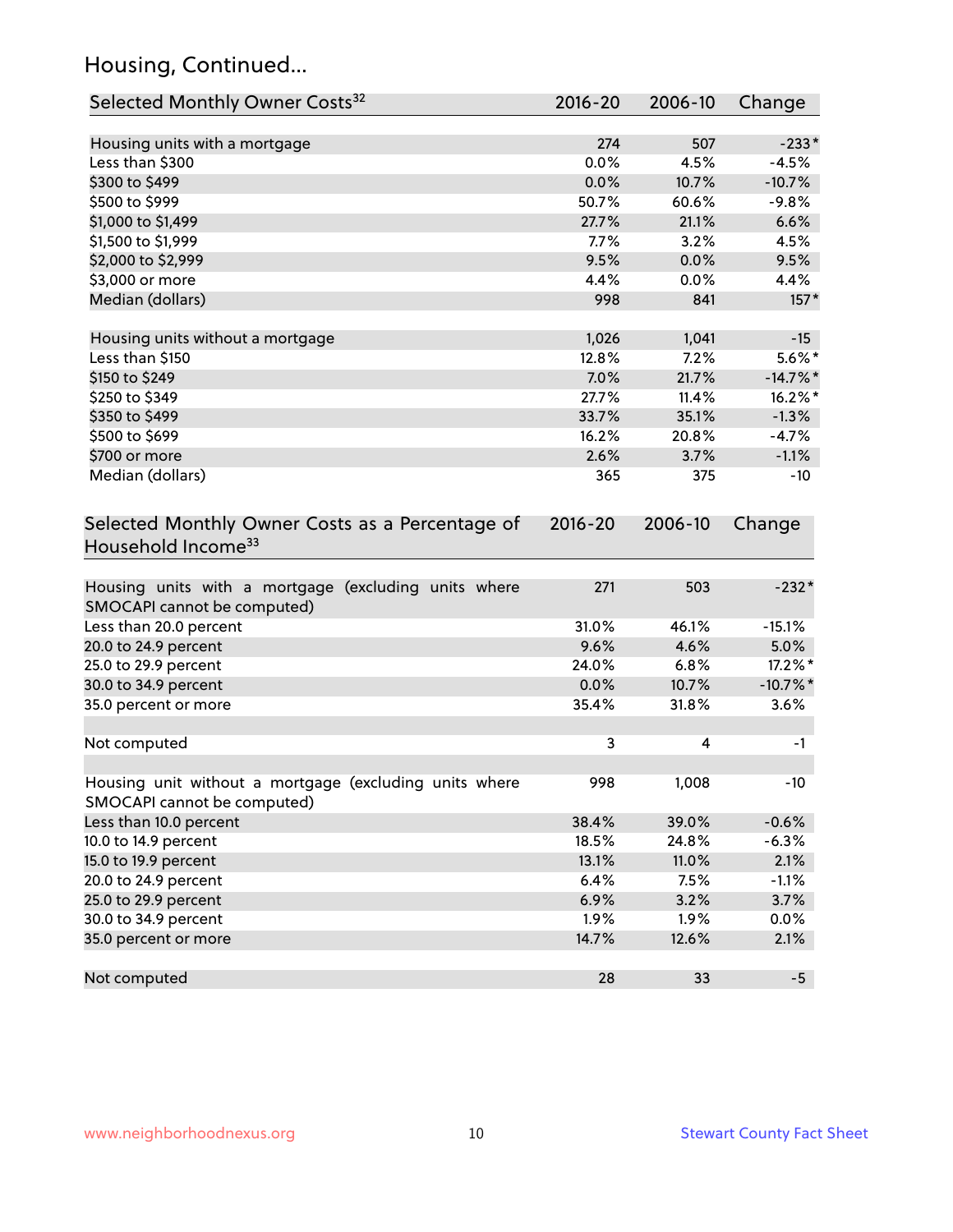# Housing, Continued...

| Selected Monthly Owner Costs[32] | 2016-20 | 2006-10 | Change |
|---|---|---|---|
| Housing units with a mortgage | 274 | 507 | -233* |
| Less than $300 | 0.0% | 4.5% | -4.5% |
| $300 to $499 | 0.0% | 10.7% | -10.7% |
| $500 to $999 | 50.7% | 60.6% | -9.8% |
| $1,000 to $1,499 | 27.7% | 21.1% | 6.6% |
| $1,500 to $1,999 | 7.7% | 3.2% | 4.5% |
| $2,000 to $2,999 | 9.5% | 0.0% | 9.5% |
| $3,000 or more | 4.4% | 0.0% | 4.4% |
| Median (dollars) | 998 | 841 | 157* |
| Housing units without a mortgage | 1,026 | 1,041 | -15 |
| Less than $150 | 12.8% | 7.2% | 5.6%* |
| $150 to $249 | 7.0% | 21.7% | -14.7%* |
| $250 to $349 | 27.7% | 11.4% | 16.2%* |
| $350 to $499 | 33.7% | 35.1% | -1.3% |
| $500 to $699 | 16.2% | 20.8% | -4.7% |
| $700 or more | 2.6% | 3.7% | -1.1% |
| Median (dollars) | 365 | 375 | -10 |

| Selected Monthly Owner Costs as a Percentage of Household Income[33] | 2016-20 | 2006-10 | Change |
|---|---|---|---|
| Housing units with a mortgage (excluding units where SMOCAPI cannot be computed) | 271 | 503 | -232* |
| Less than 20.0 percent | 31.0% | 46.1% | -15.1% |
| 20.0 to 24.9 percent | 9.6% | 4.6% | 5.0% |
| 25.0 to 29.9 percent | 24.0% | 6.8% | 17.2%* |
| 30.0 to 34.9 percent | 0.0% | 10.7% | -10.7%* |
| 35.0 percent or more | 35.4% | 31.8% | 3.6% |
| Not computed | 3 | 4 | -1 |
| Housing unit without a mortgage (excluding units where SMOCAPI cannot be computed) | 998 | 1,008 | -10 |
| Less than 10.0 percent | 38.4% | 39.0% | -0.6% |
| 10.0 to 14.9 percent | 18.5% | 24.8% | -6.3% |
| 15.0 to 19.9 percent | 13.1% | 11.0% | 2.1% |
| 20.0 to 24.9 percent | 6.4% | 7.5% | -1.1% |
| 25.0 to 29.9 percent | 6.9% | 3.2% | 3.7% |
| 30.0 to 34.9 percent | 1.9% | 1.9% | 0.0% |
| 35.0 percent or more | 14.7% | 12.6% | 2.1% |
| Not computed | 28 | 33 | -5 |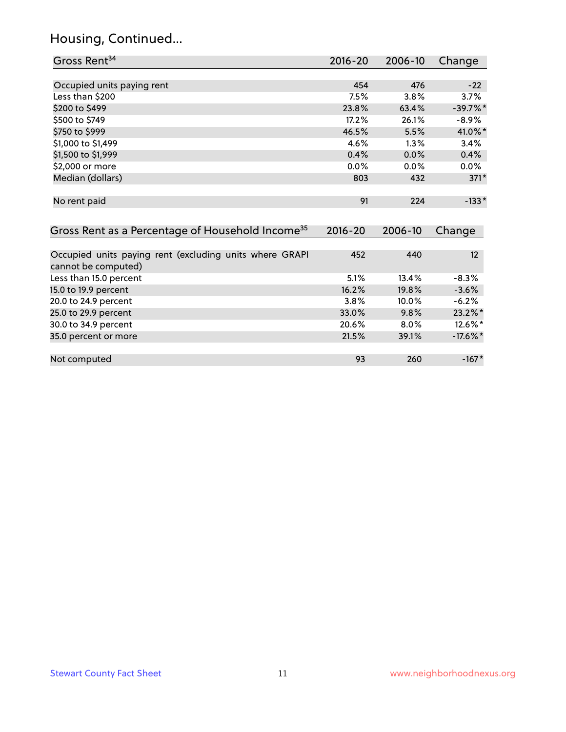## Housing, Continued...

| Gross Rent[34] | 2016-20 | 2006-10 | Change |
|---|---|---|---|
| Occupied units paying rent | 454 | 476 | -22 |
| Less than $200 | 7.5% | 3.8% | 3.7% |
| $200 to $499 | 23.8% | 63.4% | -39.7%* |
| $500 to $749 | 17.2% | 26.1% | -8.9% |
| $750 to $999 | 46.5% | 5.5% | 41.0%* |
| $1,000 to $1,499 | 4.6% | 1.3% | 3.4% |
| $1,500 to $1,999 | 0.4% | 0.0% | 0.4% |
| $2,000 or more | 0.0% | 0.0% | 0.0% |
| Median (dollars) | 803 | 432 | 371* |
| No rent paid | 91 | 224 | -133* |

| Gross Rent as a Percentage of Household Income[35] | 2016-20 | 2006-10 | Change |
|---|---|---|---|
| Occupied units paying rent (excluding units where GRAPI cannot be computed) | 452 | 440 | 12 |
| Less than 15.0 percent | 5.1% | 13.4% | -8.3% |
| 15.0 to 19.9 percent | 16.2% | 19.8% | -3.6% |
| 20.0 to 24.9 percent | 3.8% | 10.0% | -6.2% |
| 25.0 to 29.9 percent | 33.0% | 9.8% | 23.2%* |
| 30.0 to 34.9 percent | 20.6% | 8.0% | 12.6%* |
| 35.0 percent or more | 21.5% | 39.1% | -17.6%* |
| Not computed | 93 | 260 | -167* |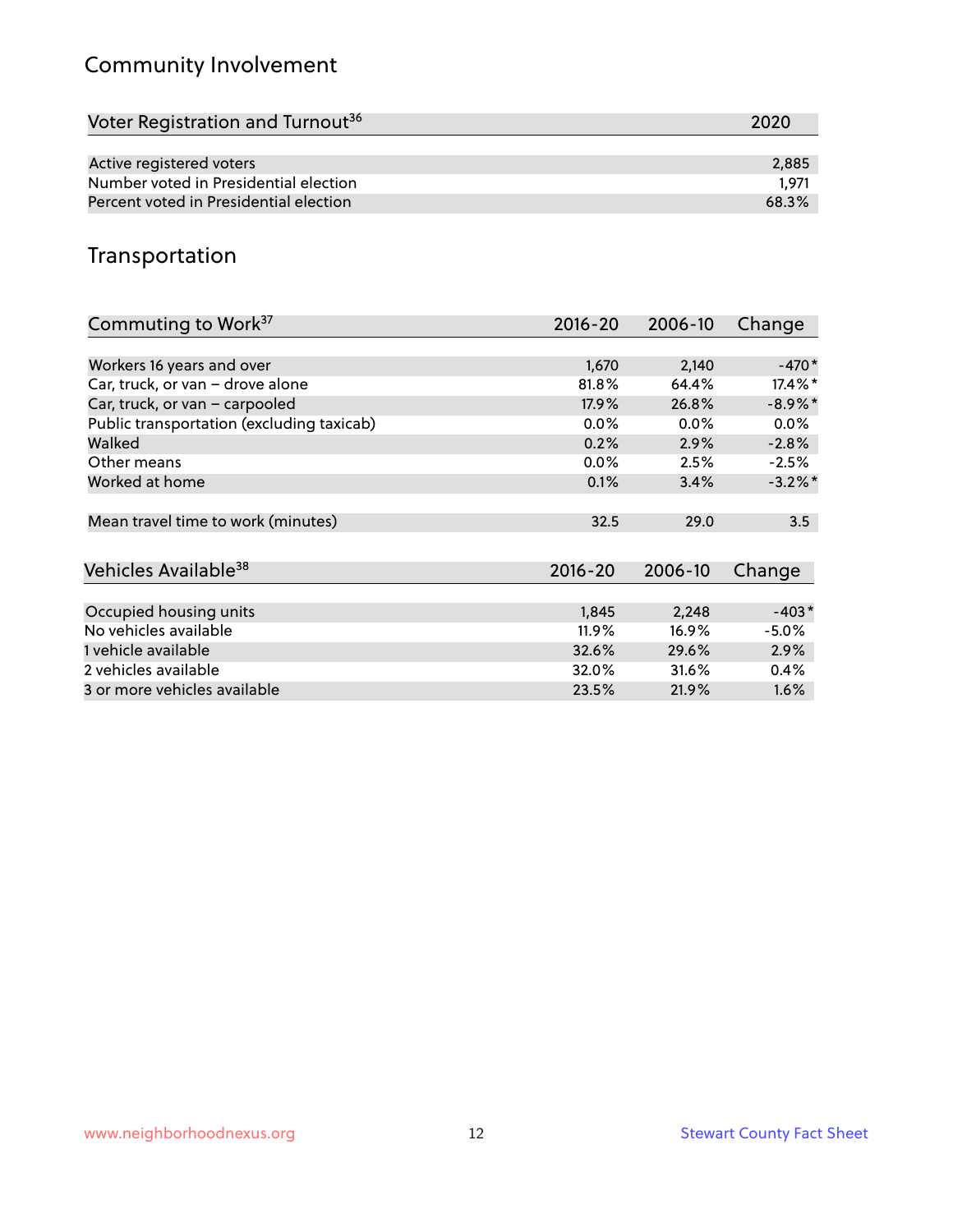## Community Involvement

| Voter Registration and Turnout[36] | 2020 |
| --- | --- |
| Active registered voters | 2,885 |
| Number voted in Presidential election | 1,971 |
| Percent voted in Presidential election | 68.3% |

## Transportation

| Commuting to Work[37] | 2016-20 | 2006-10 | Change |
| --- | --- | --- | --- |
| Workers 16 years and over | 1,670 | 2,140 | -470* |
| Car, truck, or van – drove alone | 81.8% | 64.4% | 17.4%* |
| Car, truck, or van – carpooled | 17.9% | 26.8% | -8.9%* |
| Public transportation (excluding taxicab) | 0.0% | 0.0% | 0.0% |
| Walked | 0.2% | 2.9% | -2.8% |
| Other means | 0.0% | 2.5% | -2.5% |
| Worked at home | 0.1% | 3.4% | -3.2%* |
| Mean travel time to work (minutes) | 32.5 | 29.0 | 3.5 |

| Vehicles Available[38] | 2016-20 | 2006-10 | Change |
| --- | --- | --- | --- |
| Occupied housing units | 1,845 | 2,248 | -403* |
| No vehicles available | 11.9% | 16.9% | -5.0% |
| 1 vehicle available | 32.6% | 29.6% | 2.9% |
| 2 vehicles available | 32.0% | 31.6% | 0.4% |
| 3 or more vehicles available | 23.5% | 21.9% | 1.6% |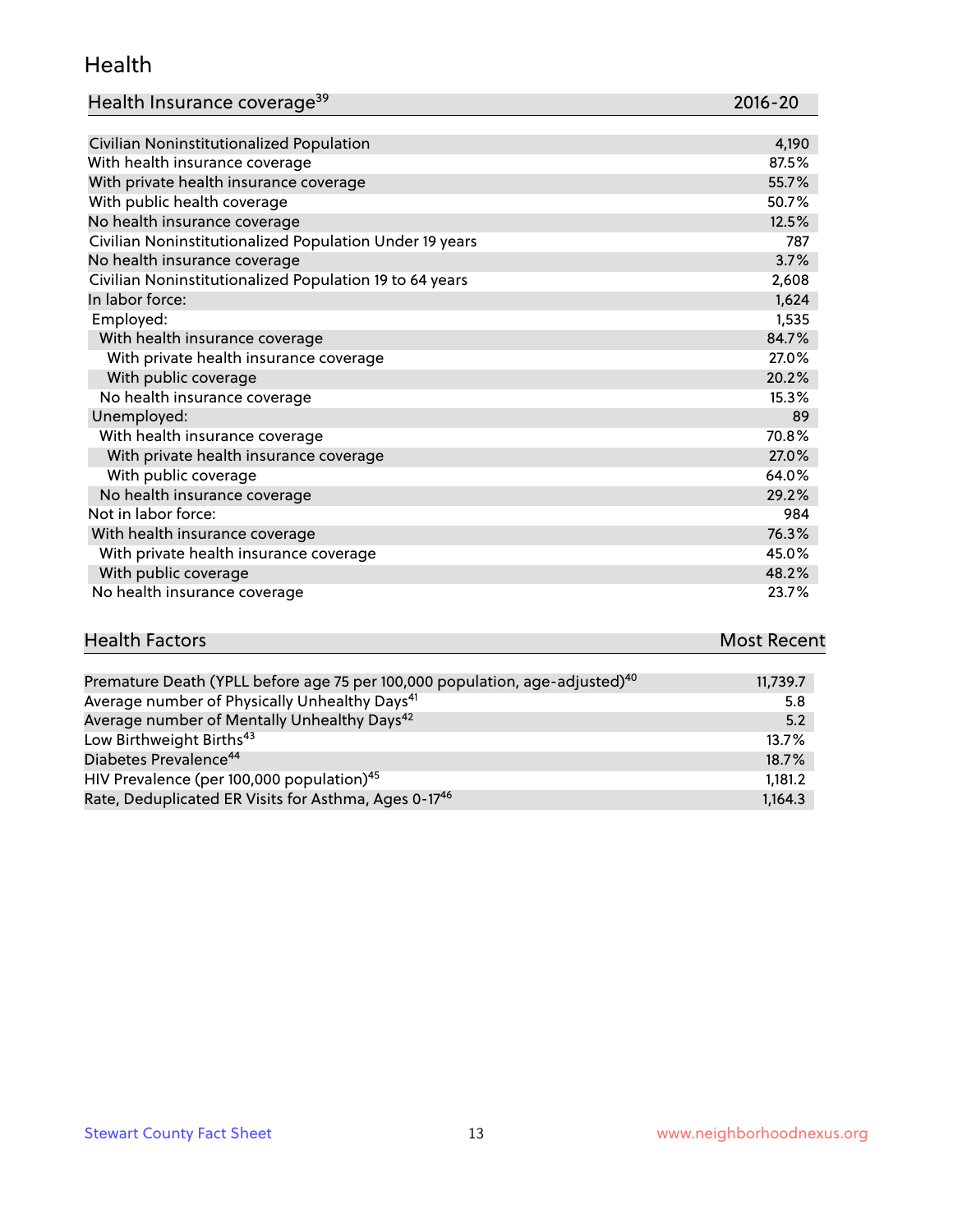## Health

| Health Insurance coverage[39] | 2016-20 |
|---|---|
| Civilian Noninstitutionalized Population | 4,190 |
| With health insurance coverage | 87.5% |
| With private health insurance coverage | 55.7% |
| With public health coverage | 50.7% |
| No health insurance coverage | 12.5% |
| Civilian Noninstitutionalized Population Under 19 years | 787 |
| No health insurance coverage | 3.7% |
| Civilian Noninstitutionalized Population 19 to 64 years | 2,608 |
| In labor force: | 1,624 |
| Employed: | 1,535 |
| With health insurance coverage | 84.7% |
| With private health insurance coverage | 27.0% |
| With public coverage | 20.2% |
| No health insurance coverage | 15.3% |
| Unemployed: | 89 |
| With health insurance coverage | 70.8% |
| With private health insurance coverage | 27.0% |
| With public coverage | 64.0% |
| No health insurance coverage | 29.2% |
| Not in labor force: | 984 |
| With health insurance coverage | 76.3% |
| With private health insurance coverage | 45.0% |
| With public coverage | 48.2% |
| No health insurance coverage | 23.7% |

| Health Factors | Most Recent |
|---|---|
| Premature Death (YPLL before age 75 per 100,000 population, age-adjusted)[40] | 11,739.7 |
| Average number of Physically Unhealthy Days[41] | 5.8 |
| Average number of Mentally Unhealthy Days[42] | 5.2 |
| Low Birthweight Births[43] | 13.7% |
| Diabetes Prevalence[44] | 18.7% |
| HIV Prevalence (per 100,000 population)[45] | 1,181.2 |
| Rate, Deduplicated ER Visits for Asthma, Ages 0-17[46] | 1,164.3 |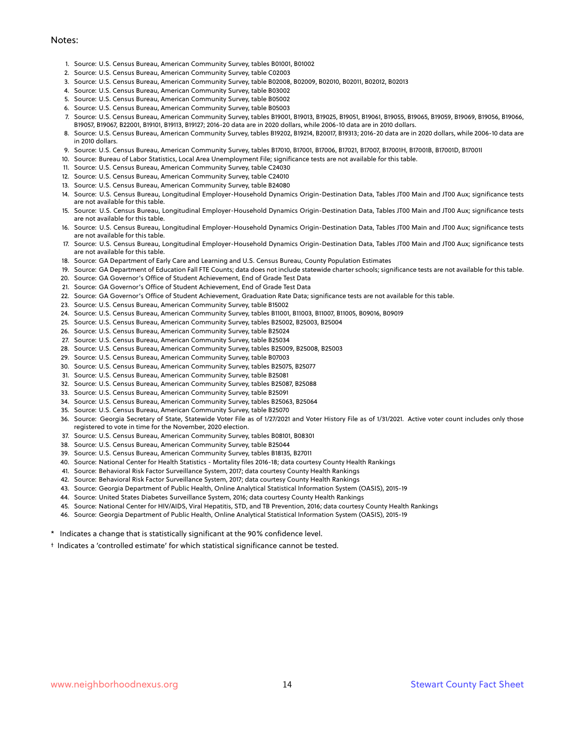Notes:

1. Source: U.S. Census Bureau, American Community Survey, tables B01001, B01002
2. Source: U.S. Census Bureau, American Community Survey, table C02003
3. Source: U.S. Census Bureau, American Community Survey, table B02008, B02009, B02010, B02011, B02012, B02013
4. Source: U.S. Census Bureau, American Community Survey, table B03002
5. Source: U.S. Census Bureau, American Community Survey, table B05002
6. Source: U.S. Census Bureau, American Community Survey, table B05003
7. Source: U.S. Census Bureau, American Community Survey, tables B19001, B19013, B19025, B19051, B19061, B19055, B19065, B19059, B19069, B19056, B19066, B19057, B19067, B22001, B19101, B19113, B19127; 2016-20 data are in 2020 dollars, while 2006-10 data are in 2010 dollars.
8. Source: U.S. Census Bureau, American Community Survey, tables B19202, B19214, B20017, B19313; 2016-20 data are in 2020 dollars, while 2006-10 data are in 2010 dollars.
9. Source: U.S. Census Bureau, American Community Survey, tables B17010, B17001, B17006, B17021, B17007, B17001H, B17001B, B17001D, B17001I
10. Source: Bureau of Labor Statistics, Local Area Unemployment File; significance tests are not available for this table.
11. Source: U.S. Census Bureau, American Community Survey, table C24030
12. Source: U.S. Census Bureau, American Community Survey, table C24010
13. Source: U.S. Census Bureau, American Community Survey, table B24080
14. Source: U.S. Census Bureau, Longitudinal Employer-Household Dynamics Origin-Destination Data, Tables JT00 Main and JT00 Aux; significance tests are not available for this table.
15. Source: U.S. Census Bureau, Longitudinal Employer-Household Dynamics Origin-Destination Data, Tables JT00 Main and JT00 Aux; significance tests are not available for this table.
16. Source: U.S. Census Bureau, Longitudinal Employer-Household Dynamics Origin-Destination Data, Tables JT00 Main and JT00 Aux; significance tests are not available for this table.
17. Source: U.S. Census Bureau, Longitudinal Employer-Household Dynamics Origin-Destination Data, Tables JT00 Main and JT00 Aux; significance tests are not available for this table.
18. Source: GA Department of Early Care and Learning and U.S. Census Bureau, County Population Estimates
19. Source: GA Department of Education Fall FTE Counts; data does not include statewide charter schools; significance tests are not available for this table.
20. Source: GA Governor's Office of Student Achievement, End of Grade Test Data
21. Source: GA Governor's Office of Student Achievement, End of Grade Test Data
22. Source: GA Governor's Office of Student Achievement, Graduation Rate Data; significance tests are not available for this table.
23. Source: U.S. Census Bureau, American Community Survey, table B15002
24. Source: U.S. Census Bureau, American Community Survey, tables B11001, B11003, B11007, B11005, B09016, B09019
25. Source: U.S. Census Bureau, American Community Survey, tables B25002, B25003, B25004
26. Source: U.S. Census Bureau, American Community Survey, table B25024
27. Source: U.S. Census Bureau, American Community Survey, table B25034
28. Source: U.S. Census Bureau, American Community Survey, tables B25009, B25008, B25003
29. Source: U.S. Census Bureau, American Community Survey, table B07003
30. Source: U.S. Census Bureau, American Community Survey, tables B25075, B25077
31. Source: U.S. Census Bureau, American Community Survey, table B25081
32. Source: U.S. Census Bureau, American Community Survey, tables B25087, B25088
33. Source: U.S. Census Bureau, American Community Survey, table B25091
34. Source: U.S. Census Bureau, American Community Survey, tables B25063, B25064
35. Source: U.S. Census Bureau, American Community Survey, table B25070
36. Source: Georgia Secretary of State, Statewide Voter File as of 1/27/2021 and Voter History File as of 1/31/2021. Active voter count includes only those registered to vote in time for the November, 2020 election.
37. Source: U.S. Census Bureau, American Community Survey, tables B08101, B08301
38. Source: U.S. Census Bureau, American Community Survey, table B25044
39. Source: U.S. Census Bureau, American Community Survey, tables B18135, B27011
40. Source: National Center for Health Statistics - Mortality files 2016-18; data courtesy County Health Rankings
41. Source: Behavioral Risk Factor Surveillance System, 2017; data courtesy County Health Rankings
42. Source: Behavioral Risk Factor Surveillance System, 2017; data courtesy County Health Rankings
43. Source: Georgia Department of Public Health, Online Analytical Statistical Information System (OASIS), 2015-19
44. Source: United States Diabetes Surveillance System, 2016; data courtesy County Health Rankings
45. Source: National Center for HIV/AIDS, Viral Hepatitis, STD, and TB Prevention, 2016; data courtesy County Health Rankings
46. Source: Georgia Department of Public Health, Online Analytical Statistical Information System (OASIS), 2015-19

\* Indicates a change that is statistically significant at the 90% confidence level.

† Indicates a 'controlled estimate' for which statistical significance cannot be tested.